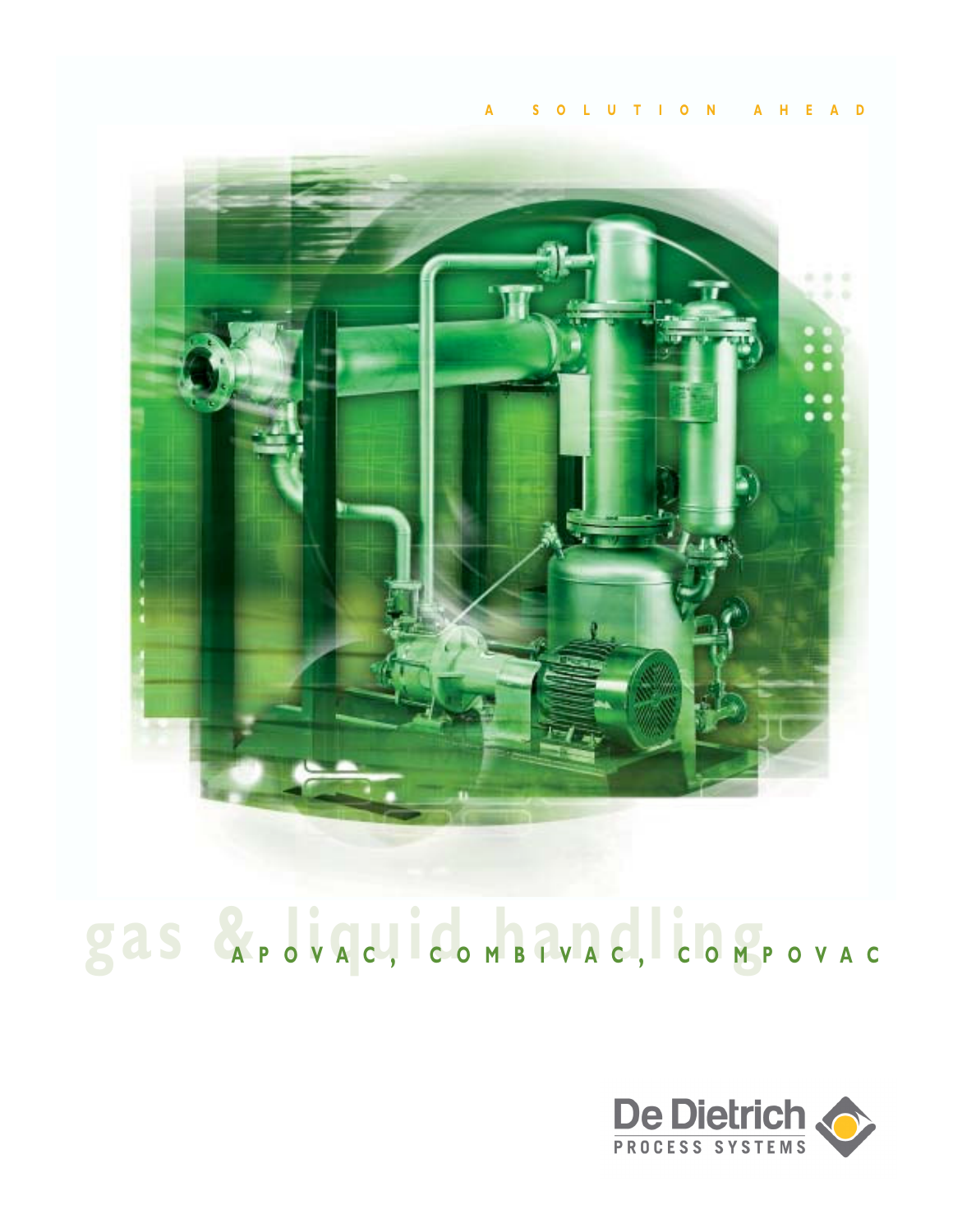A SOLUTION AHEAD

# gas & liquid handling

**APOVAC, COMBIVAC, COMPOVAC**

De Dietrich
PROCESS SYSTEMS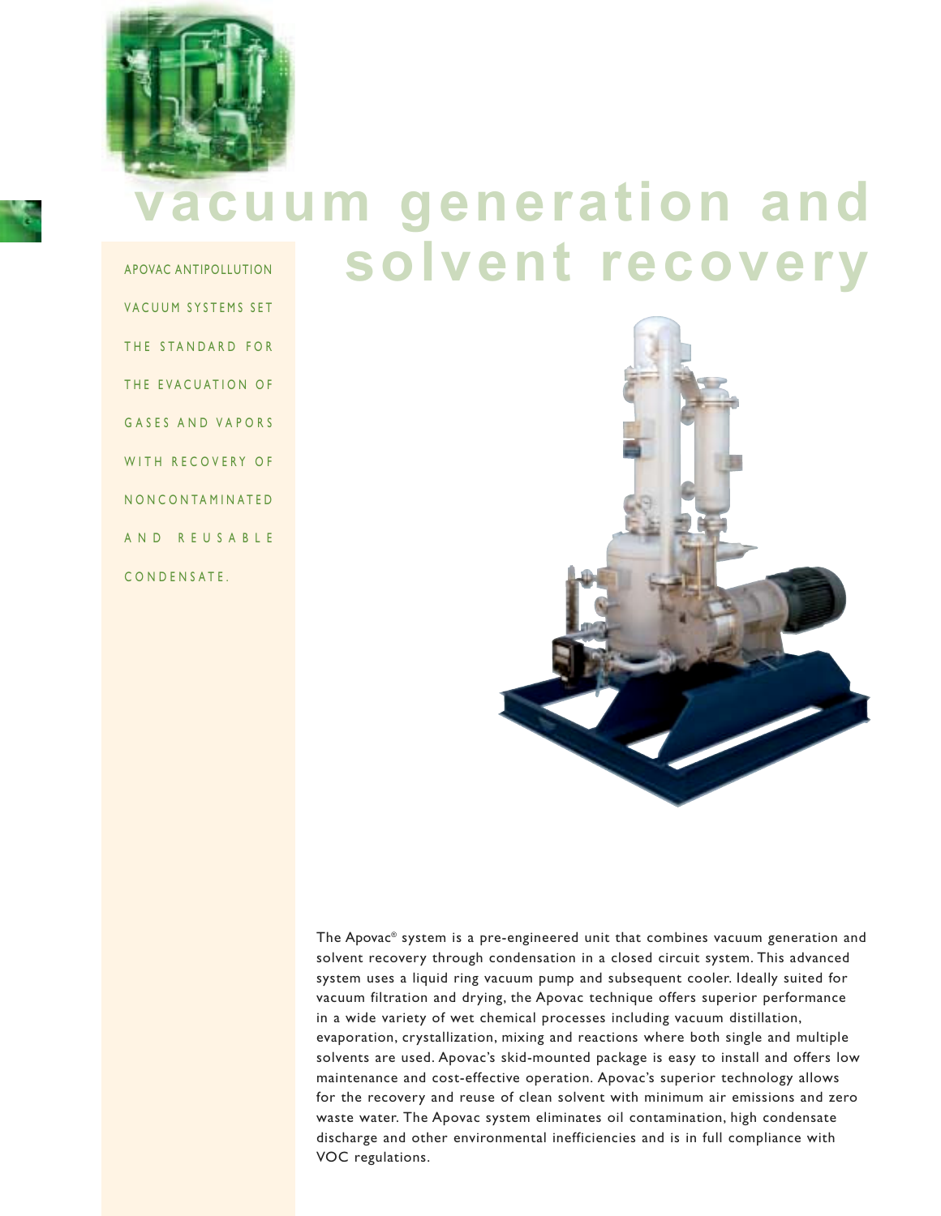# vacuum generation and solvent recovery

APOVAC ANTIPOLLUTION VACUUM SYSTEMS SET THE STANDARD FOR THE EVACUATION OF GASES AND VAPORS WITH RECOVERY OF NONCONTAMINATED AND REUSABLE CONDENSATE.

The Apovac® system is a pre-engineered unit that combines vacuum generation and solvent recovery through condensation in a closed circuit system. This advanced system uses a liquid ring vacuum pump and subsequent cooler. Ideally suited for vacuum filtration and drying, the Apovac technique offers superior performance in a wide variety of wet chemical processes including vacuum distillation, evaporation, crystallization, mixing and reactions where both single and multiple solvents are used. Apovac's skid-mounted package is easy to install and offers low maintenance and cost-effective operation. Apovac's superior technology allows for the recovery and reuse of clean solvent with minimum air emissions and zero waste water. The Apovac system eliminates oil contamination, high condensate discharge and other environmental inefficiencies and is in full compliance with VOC regulations.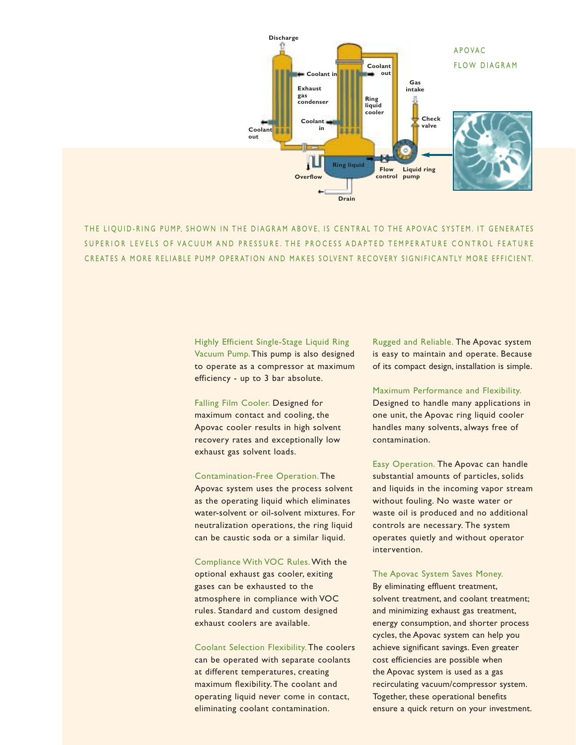APOVAC

FLOW DIAGRAM

Discharge

Coolant in

Exhaust gas condenser

Coolant out

Coolant out

Ring liquid cooler

Coolant in

Gas intake

Check valve

Ring liquid

Overflow

Flow control

Liquid ring pump

Drain

THE LIQUID-RING PUMP, SHOWN IN THE DIAGRAM ABOVE, IS CENTRAL TO THE APOVAC SYSTEM. IT GENERATES SUPERIOR LEVELS OF VACUUM AND PRESSURE. THE PROCESS ADAPTED TEMPERATURE CONTROL FEATURE CREATES A MORE RELIABLE PUMP OPERATION AND MAKES SOLVENT RECOVERY SIGNIFICANTLY MORE EFFICIENT.

**Highly Efficient Single-Stage Liquid Ring Vacuum Pump.** This pump is also designed to operate as a compressor at maximum efficiency - up to 3 bar absolute.

**Falling Film Cooler.** Designed for maximum contact and cooling, the Apovac cooler results in high solvent recovery rates and exceptionally low exhaust gas solvent loads.

**Contamination-Free Operation.** The Apovac system uses the process solvent as the operating liquid which eliminates water-solvent or oil-solvent mixtures. For neutralization operations, the ring liquid can be caustic soda or a similar liquid.

**Compliance With VOC Rules.** With the optional exhaust gas cooler, exiting gases can be exhausted to the atmosphere in compliance with VOC rules. Standard and custom designed exhaust coolers are available.

**Coolant Selection Flexibility.** The coolers can be operated with separate coolants at different temperatures, creating maximum flexibility. The coolant and operating liquid never come in contact, eliminating coolant contamination.

**Rugged and Reliable.** The Apovac system is easy to maintain and operate. Because of its compact design, installation is simple.

**Maximum Performance and Flexibility.** Designed to handle many applications in one unit, the Apovac ring liquid cooler handles many solvents, always free of contamination.

**Easy Operation.** The Apovac can handle substantial amounts of particles, solids and liquids in the incoming vapor stream without fouling. No waste water or waste oil is produced and no additional controls are necessary. The system operates quietly and without operator intervention.

**The Apovac System Saves Money.** By eliminating effluent treatment, solvent treatment, and coolant treatment; and minimizing exhaust gas treatment, energy consumption, and shorter process cycles, the Apovac system can help you achieve significant savings. Even greater cost efficiencies are possible when the Apovac system is used as a gas recirculating vacuum/compressor system. Together, these operational benefits ensure a quick return on your investment.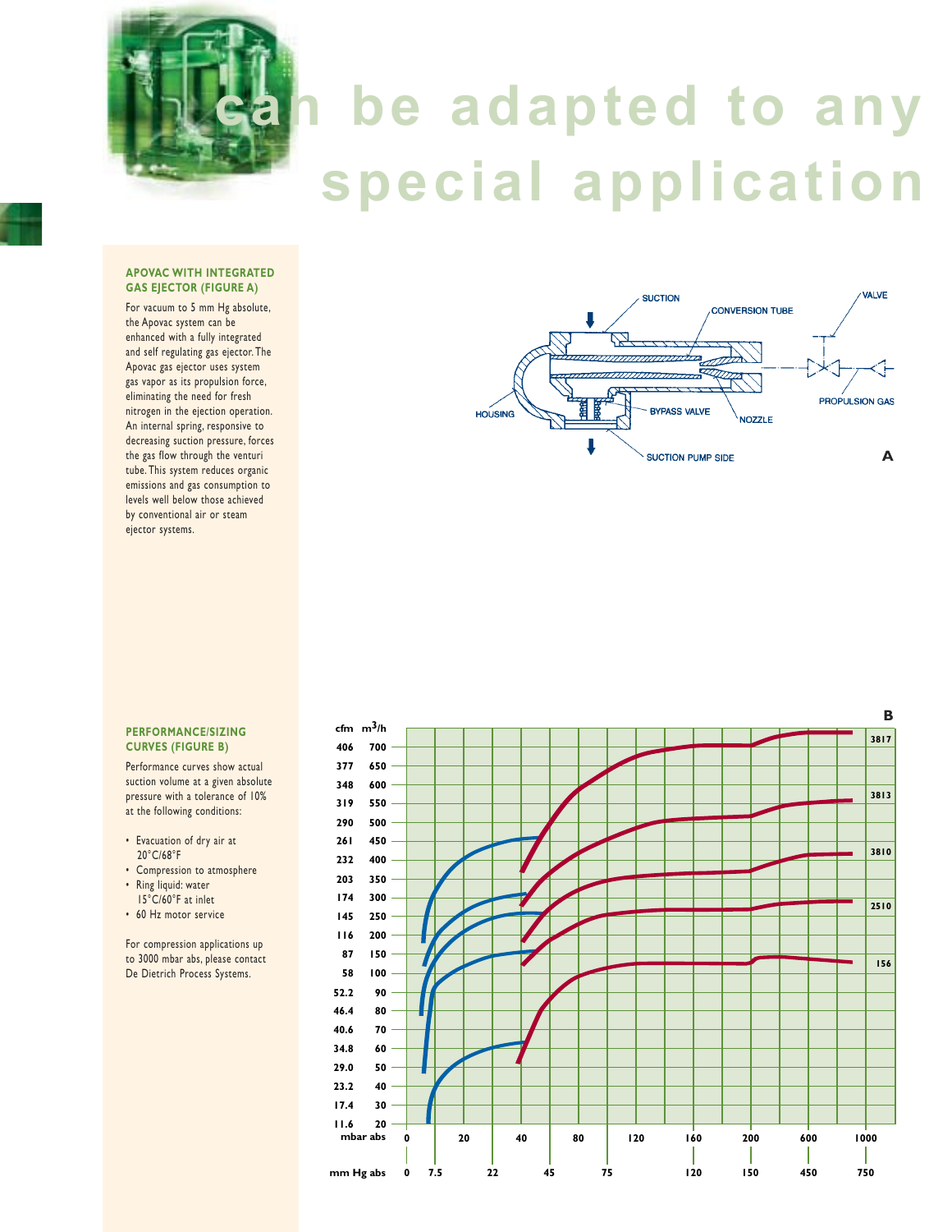# can be adapted to any special application

### APOVAC WITH INTEGRATED GAS EJECTOR (FIGURE A)

For vacuum to 5 mm Hg absolute, the Apovac system can be enhanced with a fully integrated and self regulating gas ejector. The Apovac gas ejector uses system gas vapor as its propulsion force, eliminating the need for fresh nitrogen in the ejection operation. An internal spring, responsive to decreasing suction pressure, forces the gas flow through the venturi tube. This system reduces organic emissions and gas consumption to levels well below those achieved by conventional air or steam ejector systems.

SUCTION, CONVERSION TUBE, VALVE, HOUSING, BYPASS VALVE, NOZZLE, PROPULSION GAS, SUCTION PUMP SIDE

A

### PERFORMANCE/SIZING CURVES (FIGURE B)

Performance curves show actual suction volume at a given absolute pressure with a tolerance of 10% at the following conditions:

- Evacuation of dry air at 20°C/68°F
- Compression to atmosphere
- Ring liquid: water 15°C/60°F at inlet
- 60 Hz motor service

For compression applications up to 3000 mbar abs, please contact De Dietrich Process Systems.

B

| cfm | m³/h |
|---|---|
| 406 | 700 |
| 377 | 650 |
| 348 | 600 |
| 319 | 550 |
| 290 | 500 |
| 261 | 450 |
| 232 | 400 |
| 203 | 350 |
| 174 | 300 |
| 145 | 250 |
| 116 | 200 |
| 87 | 150 |
| 58 | 100 |
| 52.2 | 90 |
| 46.4 | 80 |
| 40.6 | 70 |
| 34.8 | 60 |
| 29.0 | 50 |
| 23.2 | 40 |
| 17.4 | 30 |
| 11.6 | 20 |

mbar abs: 0, 20, 40, 80, 120, 160, 200, 600, 1000

mm Hg abs: 0, 7.5, 22, 45, 75, 120, 150, 450, 750

Curves: 3817, 3813, 3810, 2510, 156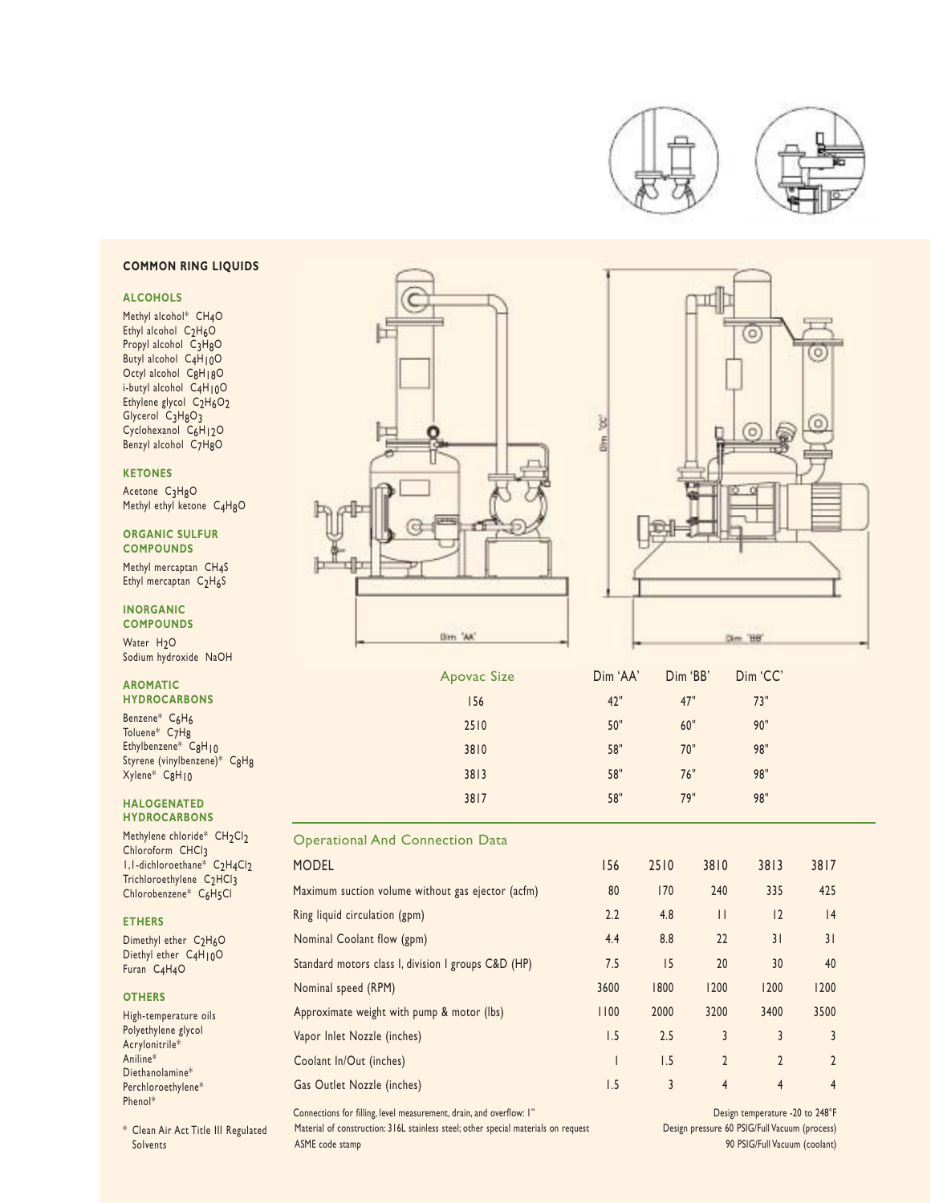## COMMON RING LIQUIDS

### ALCOHOLS

Methyl alcohol* $CH_4O$
Ethyl alcohol $C_2H_6O$
Propyl alcohol $C_3H_8O$
Butyl alcohol $C_4H_{10}O$
Octyl alcohol $C_8H_{18}O$
i-butyl alcohol $C_4H_{10}O$
Ethylene glycol $C_2H_6O_2$
Glycerol $C_3H_8O_3$
Cyclohexanol $C_6H_{12}O$
Benzyl alcohol $C_7H_8O$

### KETONES

Acetone $C_3H_8O$
Methyl ethyl ketone $C_4H_8O$

### ORGANIC SULFUR COMPOUNDS

Methyl mercaptan $CH_4S$
Ethyl mercaptan $C_2H_6S$

### INORGANIC COMPOUNDS

Water $H_2O$
Sodium hydroxide NaOH

### AROMATIC HYDROCARBONS

Benzene* $C_6H_6$
Toluene* $C_7H_8$
Ethylbenzene* $C_8H_{10}$
Styrene (vinylbenzene)* $C_8H_8$
Xylene* $C_8H_{10}$

### HALOGENATED HYDROCARBONS

Methylene chloride* $CH_2Cl_2$
Chloroform $CHCl_3$
1,1-dichloroethane* $C_2H_4Cl_2$
Trichloroethylene $C_2HCl_3$
Chlorobenzene* $C_6H_5Cl$

### ETHERS

Dimethyl ether $C_2H_6O$
Diethyl ether $C_4H_{10}O$
Furan $C_4H_4O$

### OTHERS

High-temperature oils
Polyethylene glycol
Acrylonitrile*
Aniline*
Diethanolamine*
Perchloroethylene*
Phenol*

\* Clean Air Act Title III Regulated Solvents

Dim 'AA'

Dim 'BB'

Dim 'CC'

| Apovac Size | Dim 'AA' | Dim 'BB' | Dim 'CC' |
|---|---|---|---|
| 156 | 42" | 47" | 73" |
| 2510 | 50" | 60" | 90" |
| 3810 | 58" | 70" | 98" |
| 3813 | 58" | 76" | 98" |
| 3817 | 58" | 79" | 98" |

## Operational And Connection Data

| MODEL | 156 | 2510 | 3810 | 3813 | 3817 |
|---|---|---|---|---|---|
| Maximum suction volume without gas ejector (acfm) | 80 | 170 | 240 | 335 | 425 |
| Ring liquid circulation (gpm) | 2.2 | 4.8 | 11 | 12 | 14 |
| Nominal Coolant flow (gpm) | 4.4 | 8.8 | 22 | 31 | 31 |
| Standard motors class I, division I groups C&D (HP) | 7.5 | 15 | 20 | 30 | 40 |
| Nominal speed (RPM) | 3600 | 1800 | 1200 | 1200 | 1200 |
| Approximate weight with pump & motor (lbs) | 1100 | 2000 | 3200 | 3400 | 3500 |
| Vapor Inlet Nozzle (inches) | 1.5 | 2.5 | 3 | 3 | 3 |
| Coolant In/Out (inches) | 1 | 1.5 | 2 | 2 | 2 |
| Gas Outlet Nozzle (inches) | 1.5 | 3 | 4 | 4 | 4 |

Connections for filling, level measurement, drain, and overflow: 1"
Material of construction: 316L stainless steel; other special materials on request
ASME code stamp

Design temperature -20 to 248°F
Design pressure 60 PSIG/Full Vacuum (process)
90 PSIG/Full Vacuum (coolant)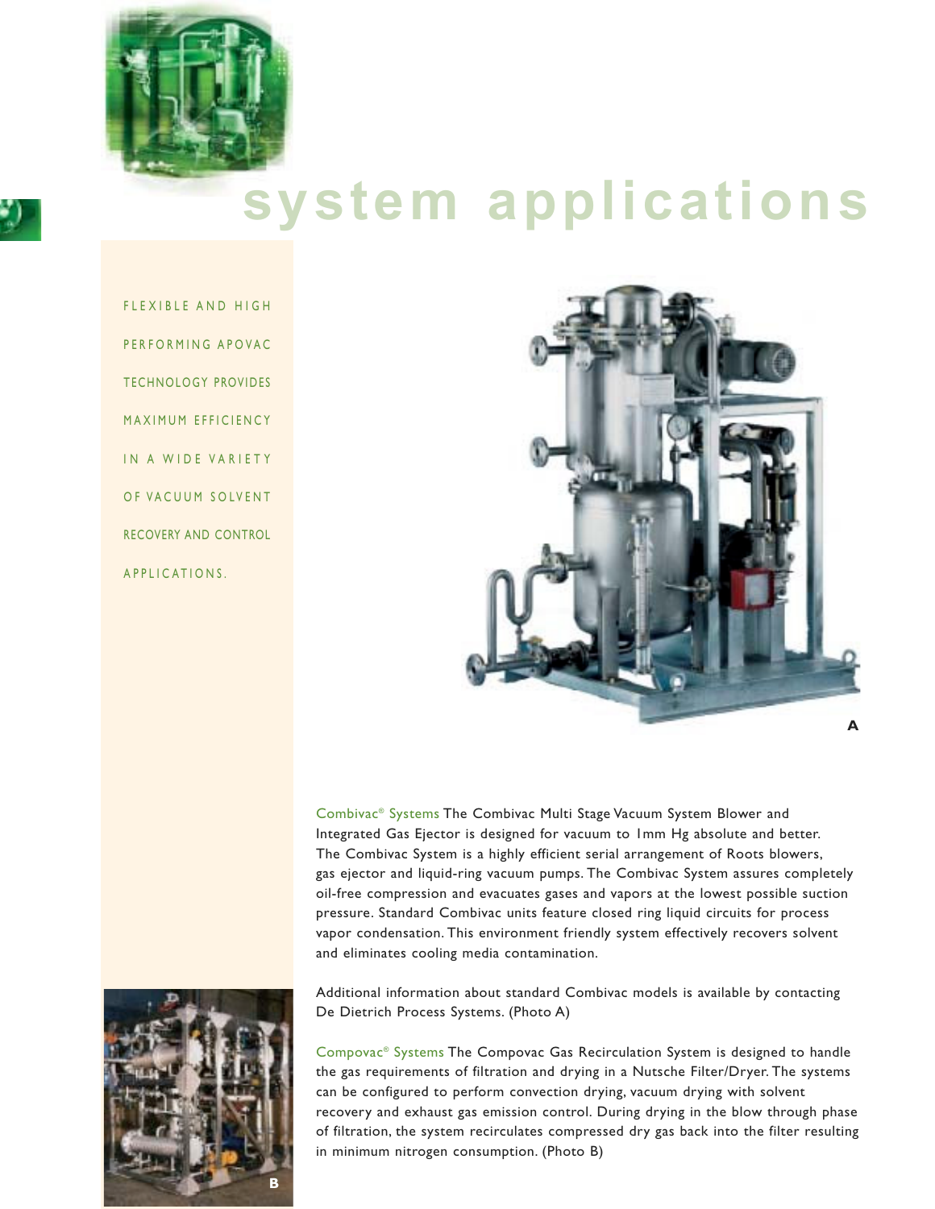# system applications

FLEXIBLE AND HIGH PERFORMING APOVAC TECHNOLOGY PROVIDES MAXIMUM EFFICIENCY IN A WIDE VARIETY OF VACUUM SOLVENT RECOVERY AND CONTROL APPLICATIONS.

A

Combivac® Systems The Combivac Multi Stage Vacuum System Blower and Integrated Gas Ejector is designed for vacuum to 1mm Hg absolute and better. The Combivac System is a highly efficient serial arrangement of Roots blowers, gas ejector and liquid-ring vacuum pumps. The Combivac System assures completely oil-free compression and evacuates gases and vapors at the lowest possible suction pressure. Standard Combivac units feature closed ring liquid circuits for process vapor condensation. This environment friendly system effectively recovers solvent and eliminates cooling media contamination.

Additional information about standard Combivac models is available by contacting De Dietrich Process Systems. (Photo A)

Compovac® Systems The Compovac Gas Recirculation System is designed to handle the gas requirements of filtration and drying in a Nutsche Filter/Dryer. The systems can be configured to perform convection drying, vacuum drying with solvent recovery and exhaust gas emission control. During drying in the blow through phase of filtration, the system recirculates compressed dry gas back into the filter resulting in minimum nitrogen consumption. (Photo B)

B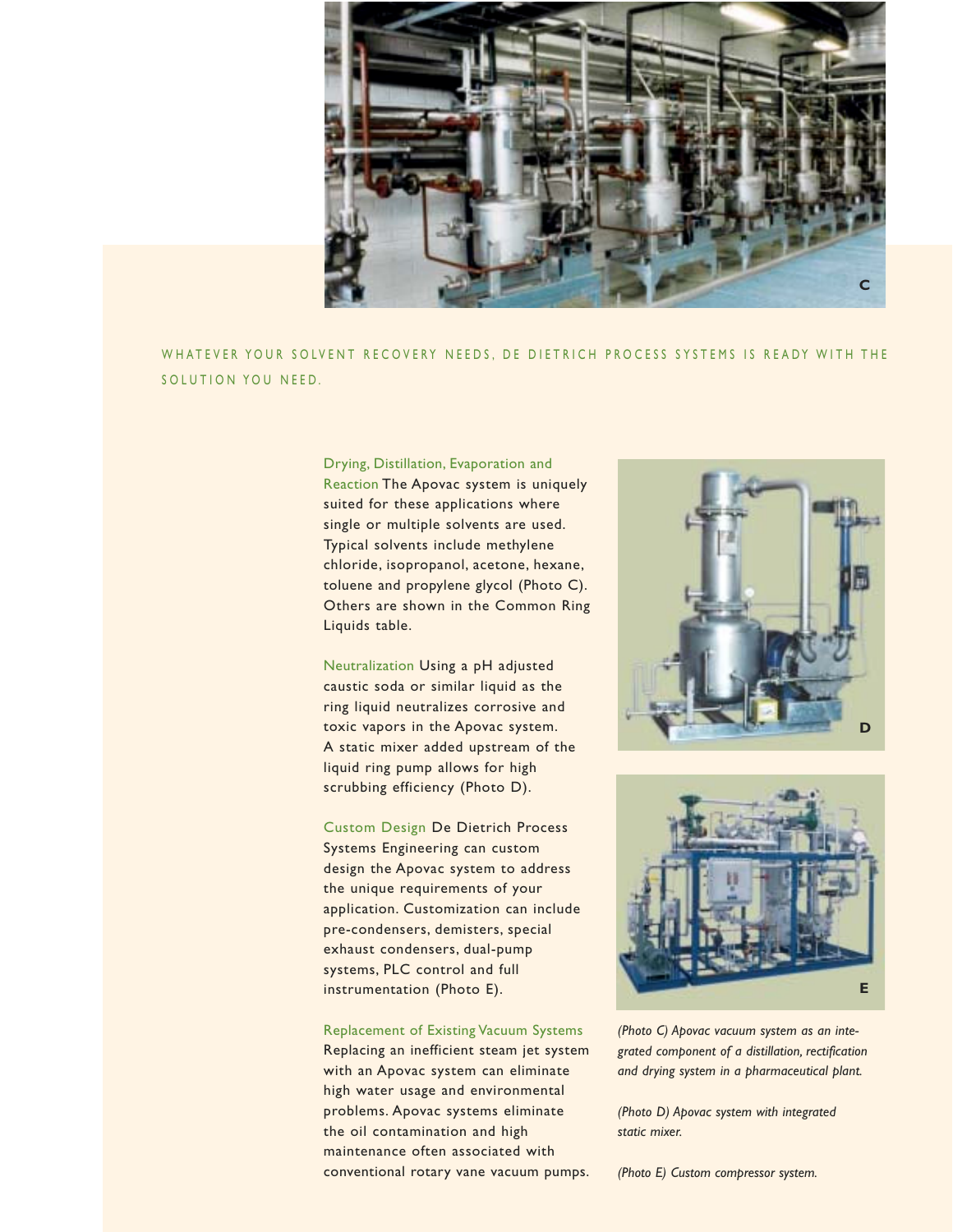WHATEVER YOUR SOLVENT RECOVERY NEEDS, DE DIETRICH PROCESS SYSTEMS IS READY WITH THE SOLUTION YOU NEED.

**Drying, Distillation, Evaporation and Reaction** The Apovac system is uniquely suited for these applications where single or multiple solvents are used. Typical solvents include methylene chloride, isopropanol, acetone, hexane, toluene and propylene glycol (Photo C). Others are shown in the Common Ring Liquids table.

**Neutralization** Using a pH adjusted caustic soda or similar liquid as the ring liquid neutralizes corrosive and toxic vapors in the Apovac system. A static mixer added upstream of the liquid ring pump allows for high scrubbing efficiency (Photo D).

**Custom Design** De Dietrich Process Systems Engineering can custom design the Apovac system to address the unique requirements of your application. Customization can include pre-condensers, demisters, special exhaust condensers, dual-pump systems, PLC control and full instrumentation (Photo E).

**Replacement of Existing Vacuum Systems** Replacing an inefficient steam jet system with an Apovac system can eliminate high water usage and environmental problems. Apovac systems eliminate the oil contamination and high maintenance often associated with conventional rotary vane vacuum pumps.

*(Photo C) Apovac vacuum system as an integrated component of a distillation, rectification and drying system in a pharmaceutical plant.*

*(Photo D) Apovac system with integrated static mixer.*

*(Photo E) Custom compressor system.*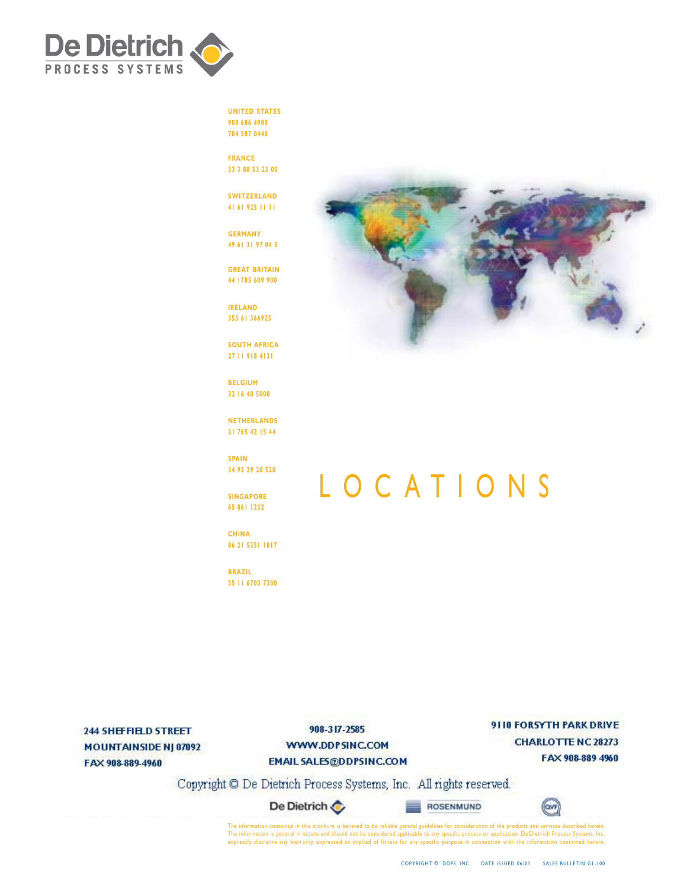De Dietrich PROCESS SYSTEMS

**UNITED STATES**
908 686 4900
704 587 0440

**FRANCE**
33 3 88 53 23 00

**SWITZERLAND**
41 61 925 11 11

**GERMANY**
49 61 31 97 04 0

**GREAT BRITAIN**
44 1785 609 900

**IRELAND**
353 61 366925

**SOUTH AFRICA**
27 11 918 4131

**BELGIUM**
32 16 40 5000

**NETHERLANDS**
31 765 42 15 44

**SPAIN**
34 93 29 20 520

**SINGAPORE**
65 861 1232

**CHINA**
86 21 5351 1817

**BRAZIL**
55 11 6703 7380

# LOCATIONS

**244 SHEFFIELD STREET**
**MOUNTAINSIDE NJ 07092**
**FAX 908-889-4960**

**908-317-2585**
**WWW.DDPSINC.COM**
**EMAIL SALES@DDPSINC.COM**

**9110 FORSYTH PARK DRIVE**
**CHARLOTTE NC 28273**
**FAX 908-889 4960**

Copyright © De Dietrich Process Systems, Inc. All rights reserved.

De Dietrich ROSENMUND QVF

The information contained in this brochure is believed to be reliable general guidelines for consideration of the products and services described herein. The information is general in nature and should not be considered applicable to any specific process or application. De Dietrich Process Systems, Inc. expressly disclaims any warranty, expressed or implied of fitness for any specific purpose in connection with the information contained herein.

COPYRIGHT © DDPS, INC. DATE ISSUED 06/03 SALES BULLETIN GI-100